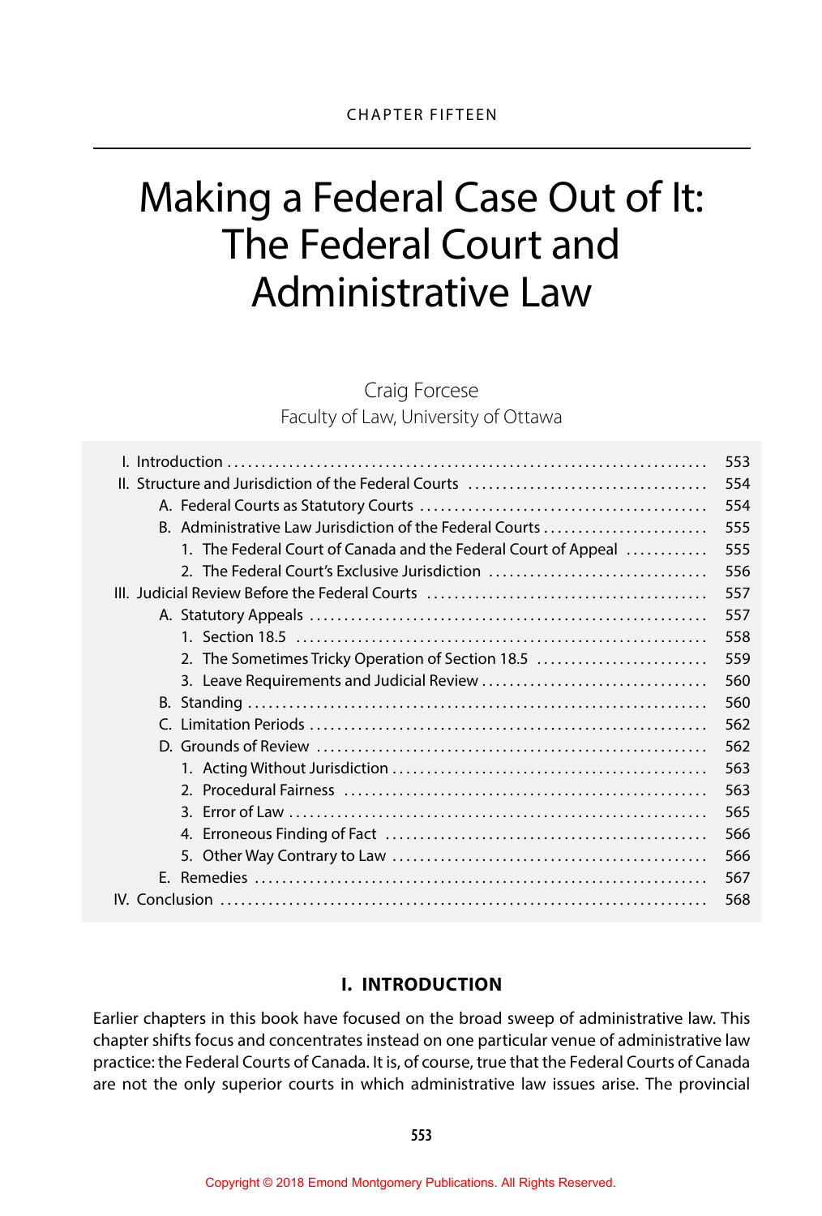CHAPTER FIFTEEN

# Making a Federal Case Out of It: The Federal Court and Administrative Law

Craig Forcese
Faculty of Law, University of Ottawa

| | |
|---|---|
| I. Introduction | 553 |
| II. Structure and Jurisdiction of the Federal Courts | 554 |
| A. Federal Courts as Statutory Courts | 554 |
| B. Administrative Law Jurisdiction of the Federal Courts | 555 |
| 1. The Federal Court of Canada and the Federal Court of Appeal | 555 |
| 2. The Federal Court's Exclusive Jurisdiction | 556 |
| III. Judicial Review Before the Federal Courts | 557 |
| A. Statutory Appeals | 557 |
| 1. Section 18.5 | 558 |
| 2. The Sometimes Tricky Operation of Section 18.5 | 559 |
| 3. Leave Requirements and Judicial Review | 560 |
| B. Standing | 560 |
| C. Limitation Periods | 562 |
| D. Grounds of Review | 562 |
| 1. Acting Without Jurisdiction | 563 |
| 2. Procedural Fairness | 563 |
| 3. Error of Law | 565 |
| 4. Erroneous Finding of Fact | 566 |
| 5. Other Way Contrary to Law | 566 |
| E. Remedies | 567 |
| IV. Conclusion | 568 |

## I. INTRODUCTION

Earlier chapters in this book have focused on the broad sweep of administrative law. This chapter shifts focus and concentrates instead on one particular venue of administrative law practice: the Federal Courts of Canada. It is, of course, true that the Federal Courts of Canada are not the only superior courts in which administrative law issues arise. The provincial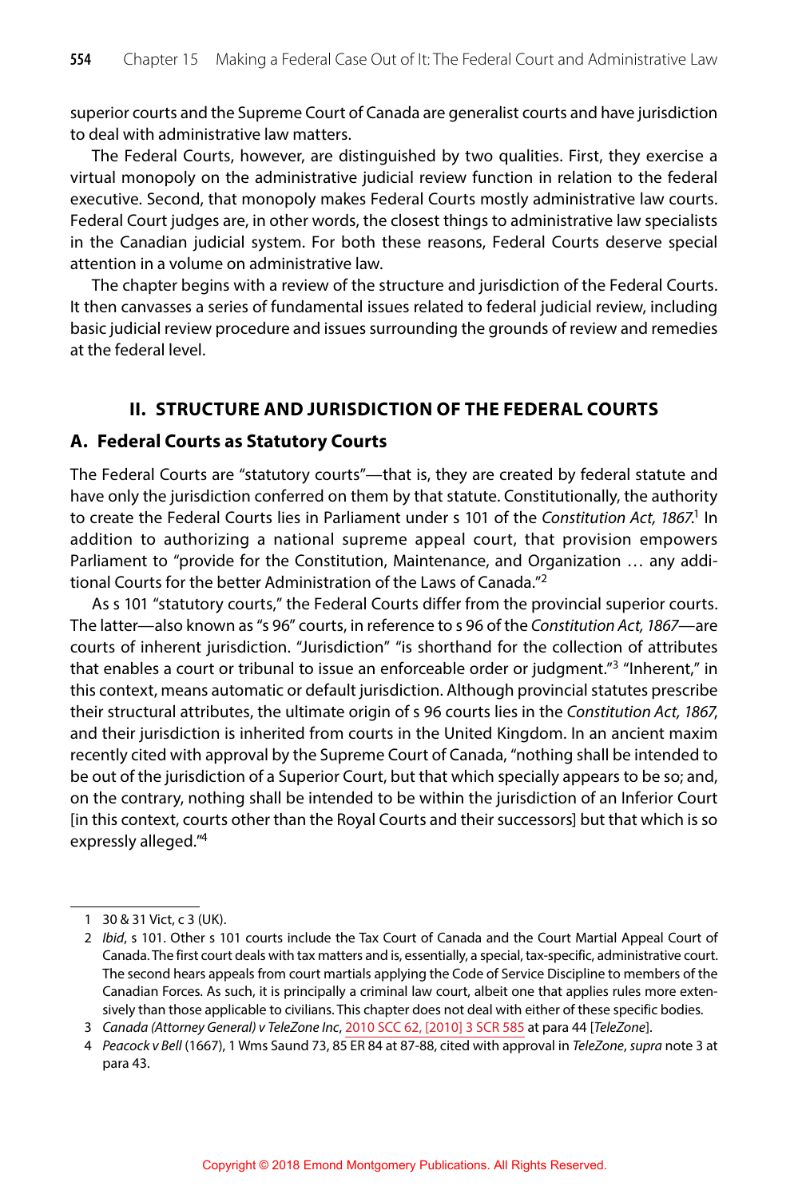superior courts and the Supreme Court of Canada are generalist courts and have jurisdiction to deal with administrative law matters.

The Federal Courts, however, are distinguished by two qualities. First, they exercise a virtual monopoly on the administrative judicial review function in relation to the federal executive. Second, that monopoly makes Federal Courts mostly administrative law courts. Federal Court judges are, in other words, the closest things to administrative law specialists in the Canadian judicial system. For both these reasons, Federal Courts deserve special attention in a volume on administrative law.

The chapter begins with a review of the structure and jurisdiction of the Federal Courts. It then canvasses a series of fundamental issues related to federal judicial review, including basic judicial review procedure and issues surrounding the grounds of review and remedies at the federal level.

## II. STRUCTURE AND JURISDICTION OF THE FEDERAL COURTS

### A. Federal Courts as Statutory Courts

The Federal Courts are "statutory courts"—that is, they are created by federal statute and have only the jurisdiction conferred on them by that statute. Constitutionally, the authority to create the Federal Courts lies in Parliament under s 101 of the *Constitution Act, 1867*.[1] In addition to authorizing a national supreme appeal court, that provision empowers Parliament to "provide for the Constitution, Maintenance, and Organization … any additional Courts for the better Administration of the Laws of Canada."[2]

As s 101 "statutory courts," the Federal Courts differ from the provincial superior courts. The latter—also known as "s 96" courts, in reference to s 96 of the *Constitution Act, 1867*—are courts of inherent jurisdiction. "Jurisdiction" "is shorthand for the collection of attributes that enables a court or tribunal to issue an enforceable order or judgment."[3] "Inherent," in this context, means automatic or default jurisdiction. Although provincial statutes prescribe their structural attributes, the ultimate origin of s 96 courts lies in the *Constitution Act, 1867*, and their jurisdiction is inherited from courts in the United Kingdom. In an ancient maxim recently cited with approval by the Supreme Court of Canada, "nothing shall be intended to be out of the jurisdiction of a Superior Court, but that which specially appears to be so; and, on the contrary, nothing shall be intended to be within the jurisdiction of an Inferior Court [in this context, courts other than the Royal Courts and their successors] but that which is so expressly alleged."[4]

---

1 30 & 31 Vict, c 3 (UK).

2 *Ibid*, s 101. Other s 101 courts include the Tax Court of Canada and the Court Martial Appeal Court of Canada. The first court deals with tax matters and is, essentially, a special, tax-specific, administrative court. The second hears appeals from court martials applying the Code of Service Discipline to members of the Canadian Forces. As such, it is principally a criminal law court, albeit one that applies rules more extensively than those applicable to civilians. This chapter does not deal with either of these specific bodies.

3 *Canada (Attorney General) v TeleZone Inc*, 2010 SCC 62, [2010] 3 SCR 585 at para 44 [*TeleZone*].

4 *Peacock v Bell* (1667), 1 Wms Saund 73, 85 ER 84 at 87-88, cited with approval in *TeleZone*, *supra* note 3 at para 43.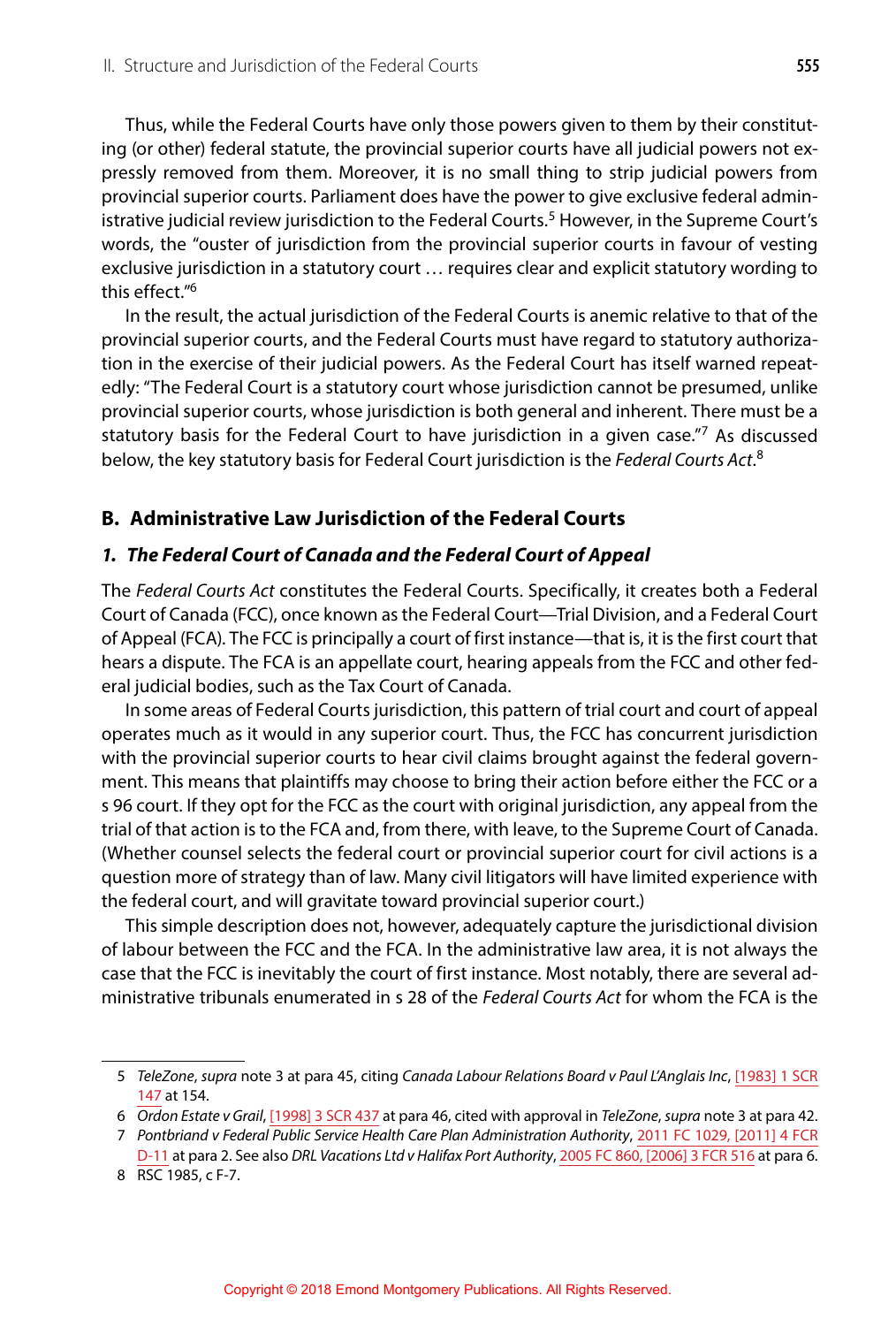Thus, while the Federal Courts have only those powers given to them by their constituting (or other) federal statute, the provincial superior courts have all judicial powers not expressly removed from them. Moreover, it is no small thing to strip judicial powers from provincial superior courts. Parliament does have the power to give exclusive federal administrative judicial review jurisdiction to the Federal Courts.[5] However, in the Supreme Court's words, the "ouster of jurisdiction from the provincial superior courts in favour of vesting exclusive jurisdiction in a statutory court … requires clear and explicit statutory wording to this effect."[6]

In the result, the actual jurisdiction of the Federal Courts is anemic relative to that of the provincial superior courts, and the Federal Courts must have regard to statutory authorization in the exercise of their judicial powers. As the Federal Court has itself warned repeatedly: "The Federal Court is a statutory court whose jurisdiction cannot be presumed, unlike provincial superior courts, whose jurisdiction is both general and inherent. There must be a statutory basis for the Federal Court to have jurisdiction in a given case."[7] As discussed below, the key statutory basis for Federal Court jurisdiction is the *Federal Courts Act*.[8]

## B. Administrative Law Jurisdiction of the Federal Courts

### *1. The Federal Court of Canada and the Federal Court of Appeal*

The *Federal Courts Act* constitutes the Federal Courts. Specifically, it creates both a Federal Court of Canada (FCC), once known as the Federal Court—Trial Division, and a Federal Court of Appeal (FCA). The FCC is principally a court of first instance—that is, it is the first court that hears a dispute. The FCA is an appellate court, hearing appeals from the FCC and other federal judicial bodies, such as the Tax Court of Canada.

In some areas of Federal Courts jurisdiction, this pattern of trial court and court of appeal operates much as it would in any superior court. Thus, the FCC has concurrent jurisdiction with the provincial superior courts to hear civil claims brought against the federal government. This means that plaintiffs may choose to bring their action before either the FCC or a s 96 court. If they opt for the FCC as the court with original jurisdiction, any appeal from the trial of that action is to the FCA and, from there, with leave, to the Supreme Court of Canada. (Whether counsel selects the federal court or provincial superior court for civil actions is a question more of strategy than of law. Many civil litigators will have limited experience with the federal court, and will gravitate toward provincial superior court.)

This simple description does not, however, adequately capture the jurisdictional division of labour between the FCC and the FCA. In the administrative law area, it is not always the case that the FCC is inevitably the court of first instance. Most notably, there are several administrative tribunals enumerated in s 28 of the *Federal Courts Act* for whom the FCA is the

---

5 *TeleZone*, *supra* note 3 at para 45, citing *Canada Labour Relations Board v Paul L'Anglais Inc*, [1983] 1 SCR 147 at 154.

6 *Ordon Estate v Grail*, [1998] 3 SCR 437 at para 46, cited with approval in *TeleZone*, *supra* note 3 at para 42.

7 *Pontbriand v Federal Public Service Health Care Plan Administration Authority*, 2011 FC 1029, [2011] 4 FCR D-11 at para 2. See also *DRL Vacations Ltd v Halifax Port Authority*, 2005 FC 860, [2006] 3 FCR 516 at para 6.

8 RSC 1985, c F-7.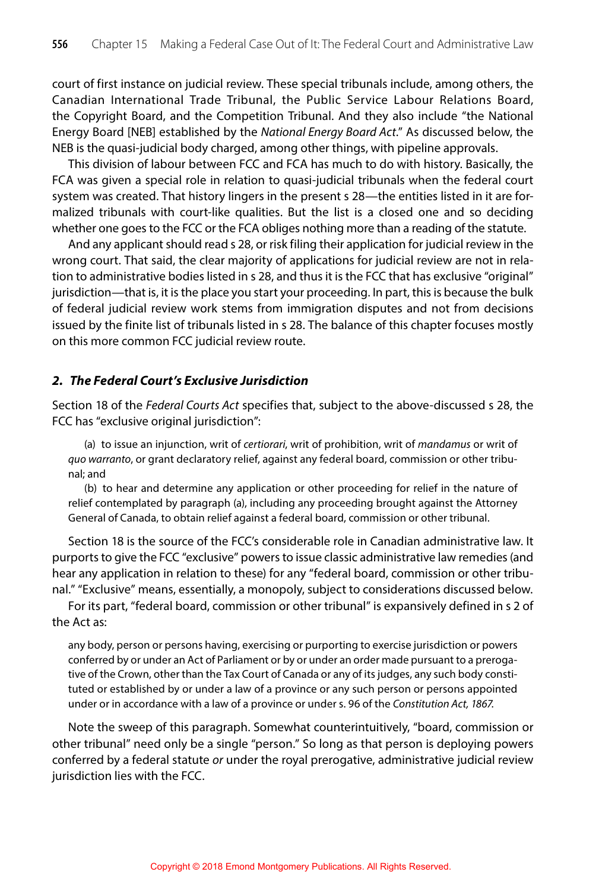court of first instance on judicial review. These special tribunals include, among others, the Canadian International Trade Tribunal, the Public Service Labour Relations Board, the Copyright Board, and the Competition Tribunal. And they also include "the National Energy Board [NEB] established by the *National Energy Board Act*." As discussed below, the NEB is the quasi-judicial body charged, among other things, with pipeline approvals.

This division of labour between FCC and FCA has much to do with history. Basically, the FCA was given a special role in relation to quasi-judicial tribunals when the federal court system was created. That history lingers in the present s 28—the entities listed in it are formalized tribunals with court-like qualities. But the list is a closed one and so deciding whether one goes to the FCC or the FCA obliges nothing more than a reading of the statute.

And any applicant should read s 28, or risk filing their application for judicial review in the wrong court. That said, the clear majority of applications for judicial review are not in relation to administrative bodies listed in s 28, and thus it is the FCC that has exclusive "original" jurisdiction—that is, it is the place you start your proceeding. In part, this is because the bulk of federal judicial review work stems from immigration disputes and not from decisions issued by the finite list of tribunals listed in s 28. The balance of this chapter focuses mostly on this more common FCC judicial review route.

### *2. The Federal Court's Exclusive Jurisdiction*

Section 18 of the *Federal Courts Act* specifies that, subject to the above-discussed s 28, the FCC has "exclusive original jurisdiction":

> (a) to issue an injunction, writ of *certiorari*, writ of prohibition, writ of *mandamus* or writ of *quo warranto*, or grant declaratory relief, against any federal board, commission or other tribunal; and
>
> (b) to hear and determine any application or other proceeding for relief in the nature of relief contemplated by paragraph (a), including any proceeding brought against the Attorney General of Canada, to obtain relief against a federal board, commission or other tribunal.

Section 18 is the source of the FCC's considerable role in Canadian administrative law. It purports to give the FCC "exclusive" powers to issue classic administrative law remedies (and hear any application in relation to these) for any "federal board, commission or other tribunal." "Exclusive" means, essentially, a monopoly, subject to considerations discussed below.

For its part, "federal board, commission or other tribunal" is expansively defined in s 2 of the Act as:

> any body, person or persons having, exercising or purporting to exercise jurisdiction or powers conferred by or under an Act of Parliament or by or under an order made pursuant to a prerogative of the Crown, other than the Tax Court of Canada or any of its judges, any such body constituted or established by or under a law of a province or any such person or persons appointed under or in accordance with a law of a province or under s. 96 of the *Constitution Act, 1867.*

Note the sweep of this paragraph. Somewhat counterintuitively, "board, commission or other tribunal" need only be a single "person." So long as that person is deploying powers conferred by a federal statute *or* under the royal prerogative, administrative judicial review jurisdiction lies with the FCC.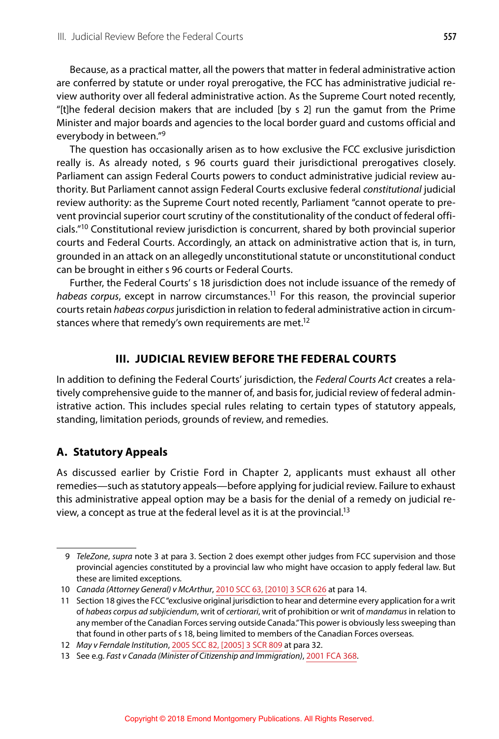Because, as a practical matter, all the powers that matter in federal administrative action are conferred by statute or under royal prerogative, the FCC has administrative judicial review authority over all federal administrative action. As the Supreme Court noted recently, "[t]he federal decision makers that are included [by s 2] run the gamut from the Prime Minister and major boards and agencies to the local border guard and customs official and everybody in between."[9]

The question has occasionally arisen as to how exclusive the FCC exclusive jurisdiction really is. As already noted, s 96 courts guard their jurisdictional prerogatives closely. Parliament can assign Federal Courts powers to conduct administrative judicial review authority. But Parliament cannot assign Federal Courts exclusive federal *constitutional* judicial review authority: as the Supreme Court noted recently, Parliament "cannot operate to prevent provincial superior court scrutiny of the constitutionality of the conduct of federal officials."[10] Constitutional review jurisdiction is concurrent, shared by both provincial superior courts and Federal Courts. Accordingly, an attack on administrative action that is, in turn, grounded in an attack on an allegedly unconstitutional statute or unconstitutional conduct can be brought in either s 96 courts or Federal Courts.

Further, the Federal Courts' s 18 jurisdiction does not include issuance of the remedy of *habeas corpus*, except in narrow circumstances.[11] For this reason, the provincial superior courts retain *habeas corpus* jurisdiction in relation to federal administrative action in circumstances where that remedy's own requirements are met.[12]

## III. JUDICIAL REVIEW BEFORE THE FEDERAL COURTS

In addition to defining the Federal Courts' jurisdiction, the *Federal Courts Act* creates a relatively comprehensive guide to the manner of, and basis for, judicial review of federal administrative action. This includes special rules relating to certain types of statutory appeals, standing, limitation periods, grounds of review, and remedies.

### A. Statutory Appeals

As discussed earlier by Cristie Ford in Chapter 2, applicants must exhaust all other remedies—such as statutory appeals—before applying for judicial review. Failure to exhaust this administrative appeal option may be a basis for the denial of a remedy on judicial review, a concept as true at the federal level as it is at the provincial.[13]

---

9 *TeleZone*, *supra* note 3 at para 3. Section 2 does exempt other judges from FCC supervision and those provincial agencies constituted by a provincial law who might have occasion to apply federal law. But these are limited exceptions.

10 *Canada (Attorney General) v McArthur*, 2010 SCC 63, [2010] 3 SCR 626 at para 14.

11 Section 18 gives the FCC "exclusive original jurisdiction to hear and determine every application for a writ of *habeas corpus ad subjiciendum*, writ of *certiorari*, writ of prohibition or writ of *mandamus* in relation to any member of the Canadian Forces serving outside Canada." This power is obviously less sweeping than that found in other parts of s 18, being limited to members of the Canadian Forces overseas.

12 *May v Ferndale Institution*, 2005 SCC 82, [2005] 3 SCR 809 at para 32.

13 See e.g. *Fast v Canada (Minister of Citizenship and Immigration)*, 2001 FCA 368.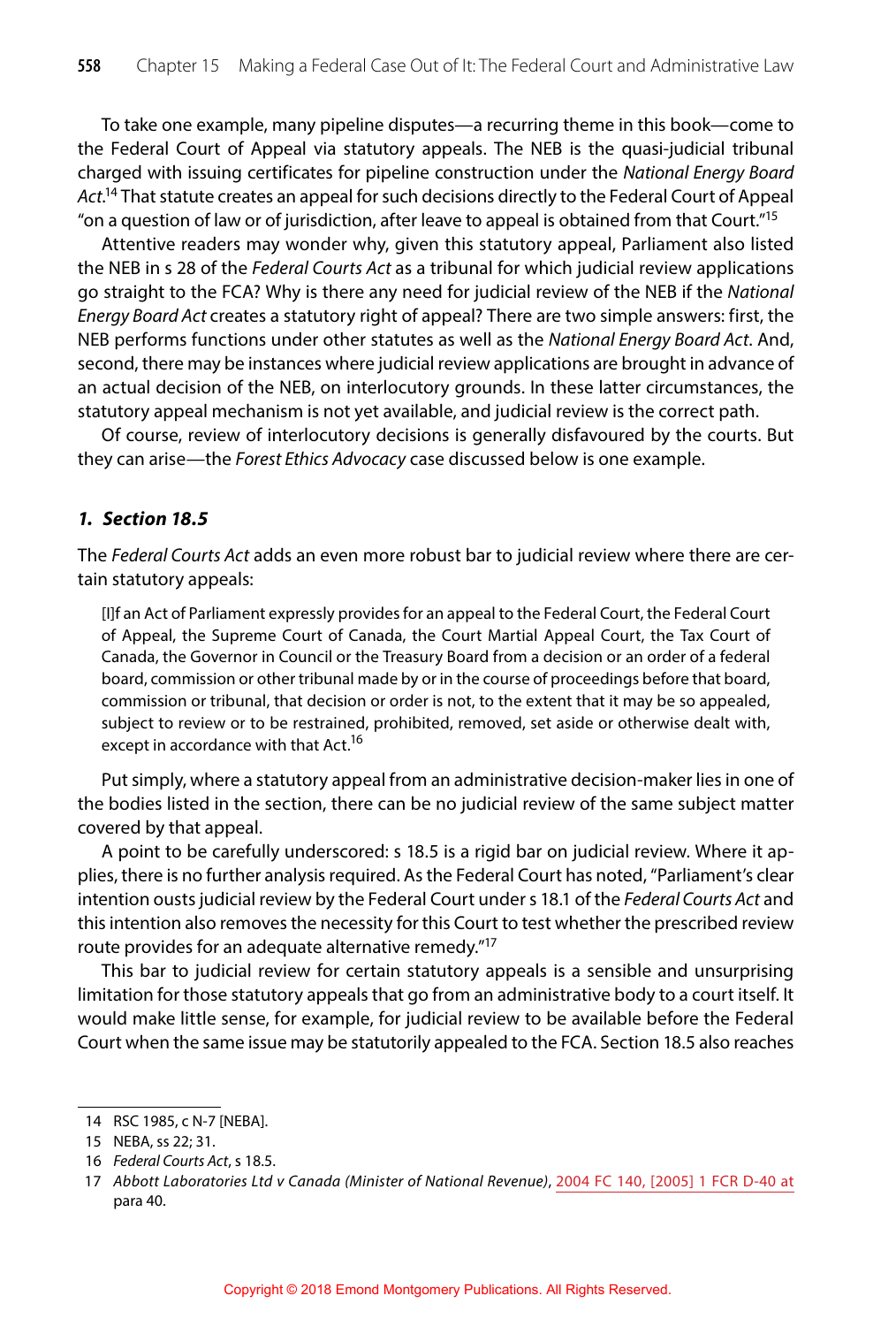To take one example, many pipeline disputes—a recurring theme in this book—come to the Federal Court of Appeal via statutory appeals. The NEB is the quasi-judicial tribunal charged with issuing certificates for pipeline construction under the *National Energy Board Act*.[14] That statute creates an appeal for such decisions directly to the Federal Court of Appeal "on a question of law or of jurisdiction, after leave to appeal is obtained from that Court."[15]

Attentive readers may wonder why, given this statutory appeal, Parliament also listed the NEB in s 28 of the *Federal Courts Act* as a tribunal for which judicial review applications go straight to the FCA? Why is there any need for judicial review of the NEB if the *National Energy Board Act* creates a statutory right of appeal? There are two simple answers: first, the NEB performs functions under other statutes as well as the *National Energy Board Act*. And, second, there may be instances where judicial review applications are brought in advance of an actual decision of the NEB, on interlocutory grounds. In these latter circumstances, the statutory appeal mechanism is not yet available, and judicial review is the correct path.

Of course, review of interlocutory decisions is generally disfavoured by the courts. But they can arise—the *Forest Ethics Advocacy* case discussed below is one example.

#### *1. Section 18.5*

The *Federal Courts Act* adds an even more robust bar to judicial review where there are certain statutory appeals:

> [I]f an Act of Parliament expressly provides for an appeal to the Federal Court, the Federal Court of Appeal, the Supreme Court of Canada, the Court Martial Appeal Court, the Tax Court of Canada, the Governor in Council or the Treasury Board from a decision or an order of a federal board, commission or other tribunal made by or in the course of proceedings before that board, commission or tribunal, that decision or order is not, to the extent that it may be so appealed, subject to review or to be restrained, prohibited, removed, set aside or otherwise dealt with, except in accordance with that Act.[16]

Put simply, where a statutory appeal from an administrative decision-maker lies in one of the bodies listed in the section, there can be no judicial review of the same subject matter covered by that appeal.

A point to be carefully underscored: s 18.5 is a rigid bar on judicial review. Where it applies, there is no further analysis required. As the Federal Court has noted, "Parliament's clear intention ousts judicial review by the Federal Court under s 18.1 of the *Federal Courts Act* and this intention also removes the necessity for this Court to test whether the prescribed review route provides for an adequate alternative remedy."[17]

This bar to judicial review for certain statutory appeals is a sensible and unsurprising limitation for those statutory appeals that go from an administrative body to a court itself. It would make little sense, for example, for judicial review to be available before the Federal Court when the same issue may be statutorily appealed to the FCA. Section 18.5 also reaches

---

14 RSC 1985, c N-7 [NEBA].

15 NEBA, ss 22; 31.

16 *Federal Courts Act*, s 18.5.

17 *Abbott Laboratories Ltd v Canada (Minister of National Revenue)*, 2004 FC 140, [2005] 1 FCR D-40 at para 40.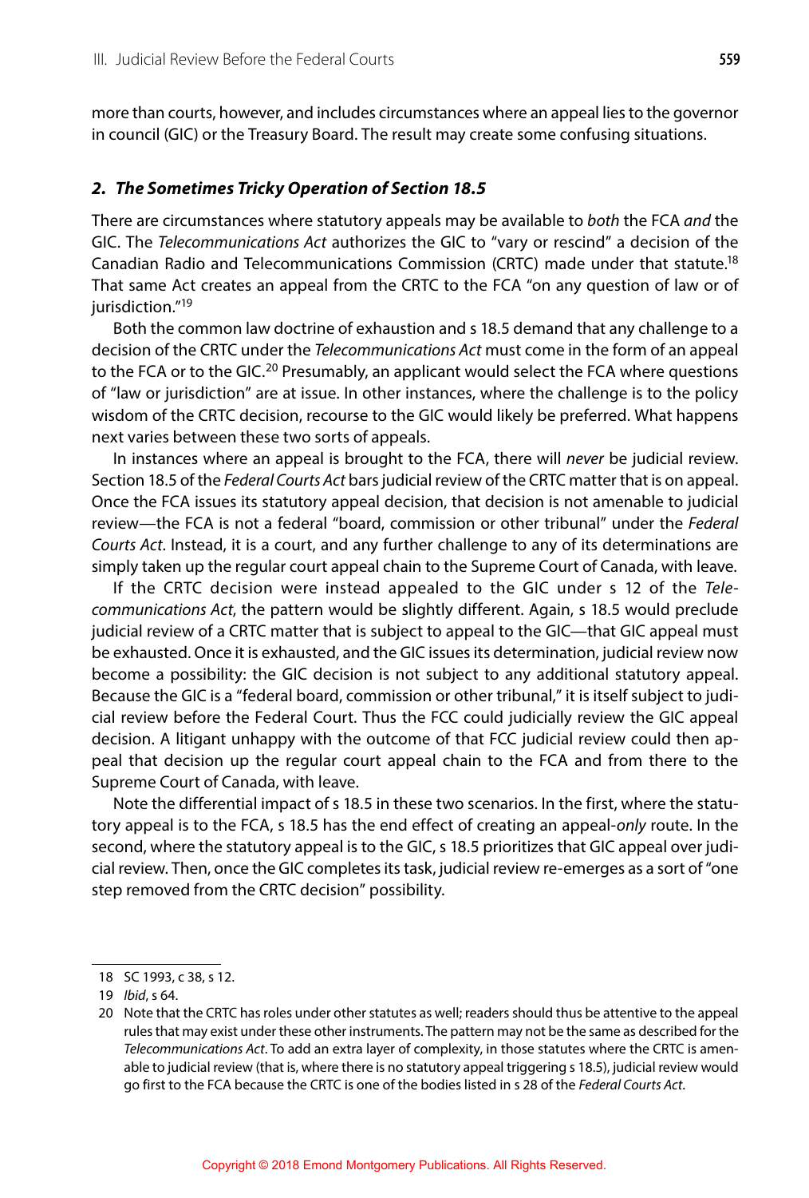more than courts, however, and includes circumstances where an appeal lies to the governor in council (GIC) or the Treasury Board. The result may create some confusing situations.

### *2. The Sometimes Tricky Operation of Section 18.5*

There are circumstances where statutory appeals may be available to *both* the FCA *and* the GIC. The *Telecommunications Act* authorizes the GIC to "vary or rescind" a decision of the Canadian Radio and Telecommunications Commission (CRTC) made under that statute.[18] That same Act creates an appeal from the CRTC to the FCA "on any question of law or of jurisdiction."[19]

Both the common law doctrine of exhaustion and s 18.5 demand that any challenge to a decision of the CRTC under the *Telecommunications Act* must come in the form of an appeal to the FCA or to the GIC.[20] Presumably, an applicant would select the FCA where questions of "law or jurisdiction" are at issue. In other instances, where the challenge is to the policy wisdom of the CRTC decision, recourse to the GIC would likely be preferred. What happens next varies between these two sorts of appeals.

In instances where an appeal is brought to the FCA, there will *never* be judicial review. Section 18.5 of the *Federal Courts Act* bars judicial review of the CRTC matter that is on appeal. Once the FCA issues its statutory appeal decision, that decision is not amenable to judicial review—the FCA is not a federal "board, commission or other tribunal" under the *Federal Courts Act*. Instead, it is a court, and any further challenge to any of its determinations are simply taken up the regular court appeal chain to the Supreme Court of Canada, with leave.

If the CRTC decision were instead appealed to the GIC under s 12 of the *Telecommunications Act*, the pattern would be slightly different. Again, s 18.5 would preclude judicial review of a CRTC matter that is subject to appeal to the GIC—that GIC appeal must be exhausted. Once it is exhausted, and the GIC issues its determination, judicial review now become a possibility: the GIC decision is not subject to any additional statutory appeal. Because the GIC is a "federal board, commission or other tribunal," it is itself subject to judicial review before the Federal Court. Thus the FCC could judicially review the GIC appeal decision. A litigant unhappy with the outcome of that FCC judicial review could then appeal that decision up the regular court appeal chain to the FCA and from there to the Supreme Court of Canada, with leave.

Note the differential impact of s 18.5 in these two scenarios. In the first, where the statutory appeal is to the FCA, s 18.5 has the end effect of creating an appeal-*only* route. In the second, where the statutory appeal is to the GIC, s 18.5 prioritizes that GIC appeal over judicial review. Then, once the GIC completes its task, judicial review re-emerges as a sort of "one step removed from the CRTC decision" possibility.

---

18 SC 1993, c 38, s 12.

19 *Ibid*, s 64.

20 Note that the CRTC has roles under other statutes as well; readers should thus be attentive to the appeal rules that may exist under these other instruments. The pattern may not be the same as described for the *Telecommunications Act*. To add an extra layer of complexity, in those statutes where the CRTC is amenable to judicial review (that is, where there is no statutory appeal triggering s 18.5), judicial review would go first to the FCA because the CRTC is one of the bodies listed in s 28 of the *Federal Courts Act*.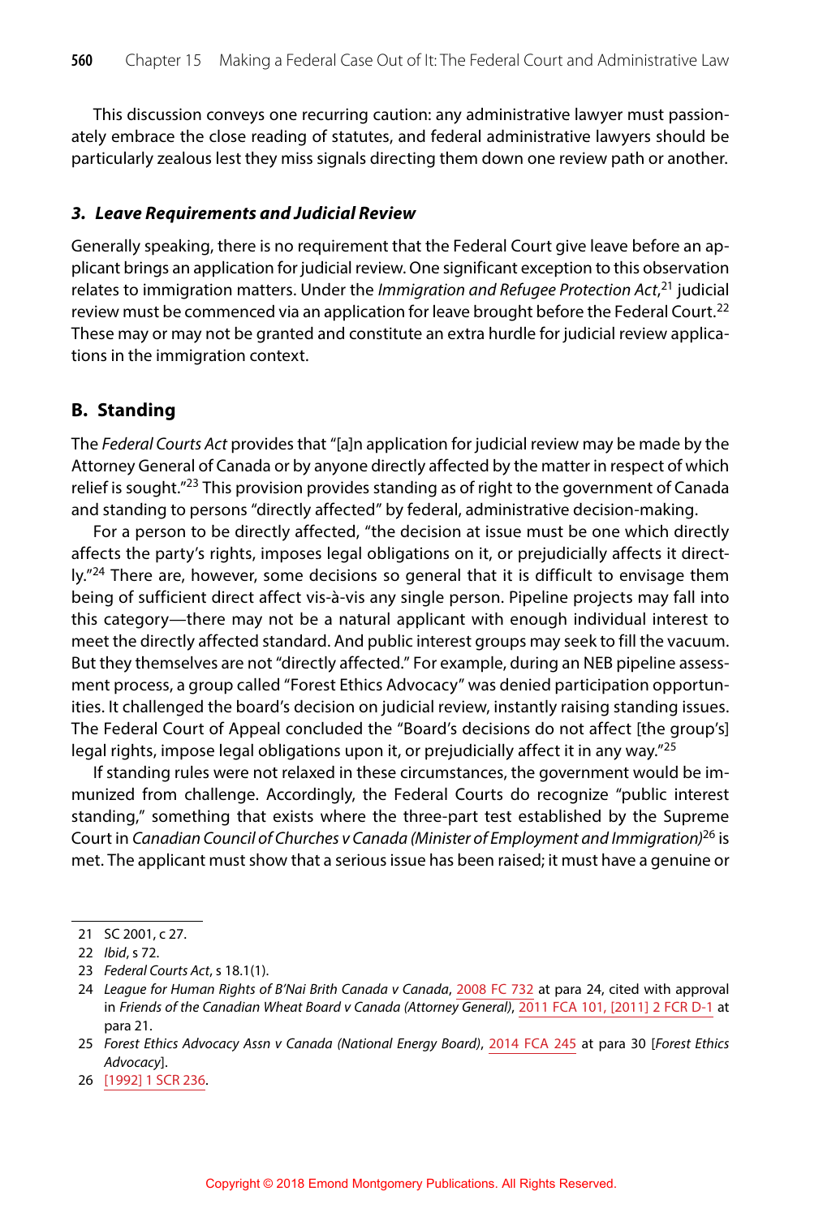This discussion conveys one recurring caution: any administrative lawyer must passionately embrace the close reading of statutes, and federal administrative lawyers should be particularly zealous lest they miss signals directing them down one review path or another.

### *3. Leave Requirements and Judicial Review*

Generally speaking, there is no requirement that the Federal Court give leave before an applicant brings an application for judicial review. One significant exception to this observation relates to immigration matters. Under the *Immigration and Refugee Protection Act*,[21] judicial review must be commenced via an application for leave brought before the Federal Court.[22] These may or may not be granted and constitute an extra hurdle for judicial review applications in the immigration context.

## B. Standing

The *Federal Courts Act* provides that "[a]n application for judicial review may be made by the Attorney General of Canada or by anyone directly affected by the matter in respect of which relief is sought."[23] This provision provides standing as of right to the government of Canada and standing to persons "directly affected" by federal, administrative decision-making.

For a person to be directly affected, "the decision at issue must be one which directly affects the party's rights, imposes legal obligations on it, or prejudicially affects it directly."[24] There are, however, some decisions so general that it is difficult to envisage them being of sufficient direct affect vis-à-vis any single person. Pipeline projects may fall into this category—there may not be a natural applicant with enough individual interest to meet the directly affected standard. And public interest groups may seek to fill the vacuum. But they themselves are not "directly affected." For example, during an NEB pipeline assessment process, a group called "Forest Ethics Advocacy" was denied participation opportunities. It challenged the board's decision on judicial review, instantly raising standing issues. The Federal Court of Appeal concluded the "Board's decisions do not affect [the group's] legal rights, impose legal obligations upon it, or prejudicially affect it in any way."[25]

If standing rules were not relaxed in these circumstances, the government would be immunized from challenge. Accordingly, the Federal Courts do recognize "public interest standing," something that exists where the three-part test established by the Supreme Court in *Canadian Council of Churches v Canada (Minister of Employment and Immigration)*[26] is met. The applicant must show that a serious issue has been raised; it must have a genuine or

---

21 SC 2001, c 27.

22 *Ibid*, s 72.

23 *Federal Courts Act*, s 18.1(1).

24 *League for Human Rights of B'Nai Brith Canada v Canada*, 2008 FC 732 at para 24, cited with approval in *Friends of the Canadian Wheat Board v Canada (Attorney General)*, 2011 FCA 101, [2011] 2 FCR D-1 at para 21.

25 *Forest Ethics Advocacy Assn v Canada (National Energy Board)*, 2014 FCA 245 at para 30 [*Forest Ethics Advocacy*].

26 [1992] 1 SCR 236.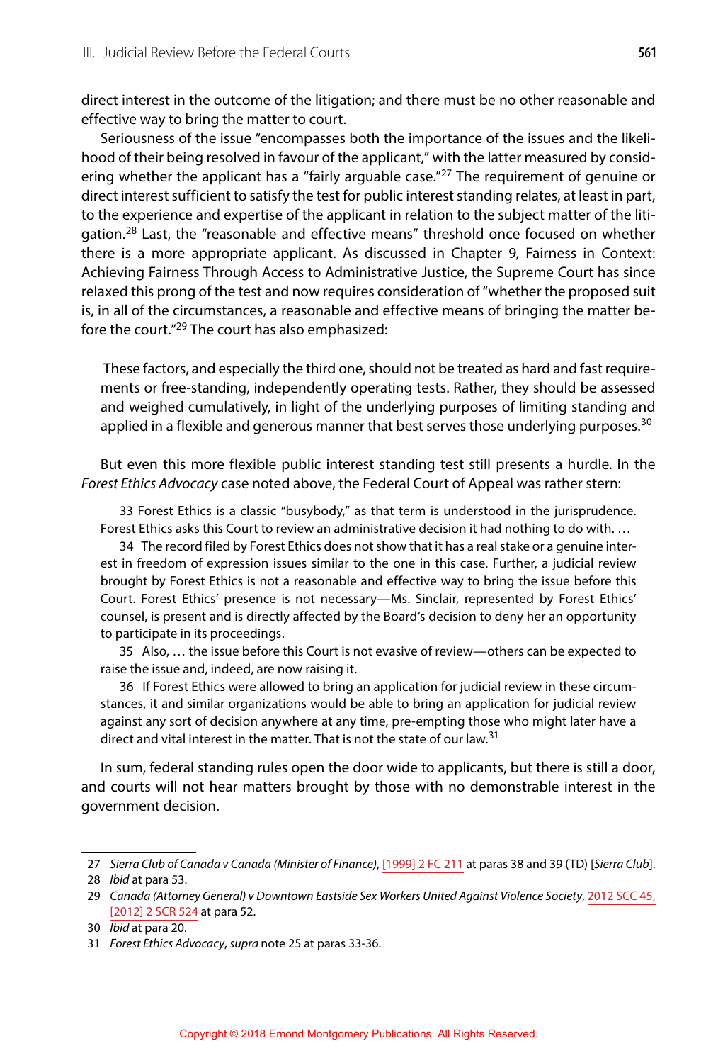direct interest in the outcome of the litigation; and there must be no other reasonable and effective way to bring the matter to court.

Seriousness of the issue "encompasses both the importance of the issues and the likelihood of their being resolved in favour of the applicant," with the latter measured by considering whether the applicant has a "fairly arguable case."[27] The requirement of genuine or direct interest sufficient to satisfy the test for public interest standing relates, at least in part, to the experience and expertise of the applicant in relation to the subject matter of the litigation.[28] Last, the "reasonable and effective means" threshold once focused on whether there is a more appropriate applicant. As discussed in Chapter 9, Fairness in Context: Achieving Fairness Through Access to Administrative Justice, the Supreme Court has since relaxed this prong of the test and now requires consideration of "whether the proposed suit is, in all of the circumstances, a reasonable and effective means of bringing the matter before the court."[29] The court has also emphasized:

> These factors, and especially the third one, should not be treated as hard and fast requirements or free-standing, independently operating tests. Rather, they should be assessed and weighed cumulatively, in light of the underlying purposes of limiting standing and applied in a flexible and generous manner that best serves those underlying purposes.[30]

But even this more flexible public interest standing test still presents a hurdle. In the *Forest Ethics Advocacy* case noted above, the Federal Court of Appeal was rather stern:

> 33 Forest Ethics is a classic "busybody," as that term is understood in the jurisprudence. Forest Ethics asks this Court to review an administrative decision it had nothing to do with. …
>
> 34 The record filed by Forest Ethics does not show that it has a real stake or a genuine interest in freedom of expression issues similar to the one in this case. Further, a judicial review brought by Forest Ethics is not a reasonable and effective way to bring the issue before this Court. Forest Ethics' presence is not necessary—Ms. Sinclair, represented by Forest Ethics' counsel, is present and is directly affected by the Board's decision to deny her an opportunity to participate in its proceedings.
>
> 35 Also, … the issue before this Court is not evasive of review—others can be expected to raise the issue and, indeed, are now raising it.
>
> 36 If Forest Ethics were allowed to bring an application for judicial review in these circumstances, it and similar organizations would be able to bring an application for judicial review against any sort of decision anywhere at any time, pre-empting those who might later have a direct and vital interest in the matter. That is not the state of our law.[31]

In sum, federal standing rules open the door wide to applicants, but there is still a door, and courts will not hear matters brought by those with no demonstrable interest in the government decision.

---

27 *Sierra Club of Canada v Canada (Minister of Finance)*, [1999] 2 FC 211 at paras 38 and 39 (TD) [*Sierra Club*].

28 *Ibid* at para 53.

29 *Canada (Attorney General) v Downtown Eastside Sex Workers United Against Violence Society*, 2012 SCC 45, [2012] 2 SCR 524 at para 52.

30 *Ibid* at para 20.

31 *Forest Ethics Advocacy*, *supra* note 25 at paras 33-36.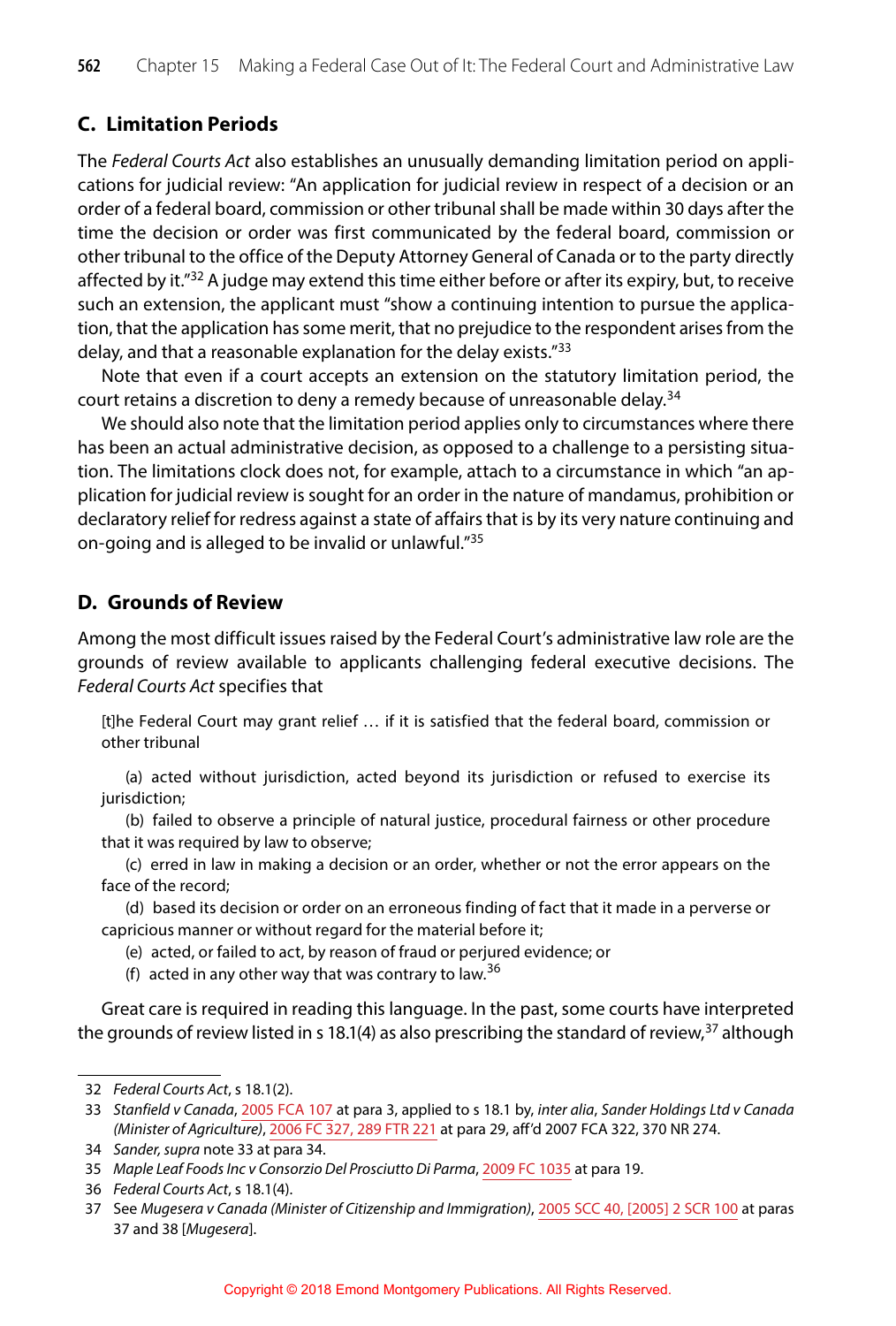## C. Limitation Periods

The *Federal Courts Act* also establishes an unusually demanding limitation period on applications for judicial review: "An application for judicial review in respect of a decision or an order of a federal board, commission or other tribunal shall be made within 30 days after the time the decision or order was first communicated by the federal board, commission or other tribunal to the office of the Deputy Attorney General of Canada or to the party directly affected by it."[32] A judge may extend this time either before or after its expiry, but, to receive such an extension, the applicant must "show a continuing intention to pursue the application, that the application has some merit, that no prejudice to the respondent arises from the delay, and that a reasonable explanation for the delay exists."[33]

Note that even if a court accepts an extension on the statutory limitation period, the court retains a discretion to deny a remedy because of unreasonable delay.[34]

We should also note that the limitation period applies only to circumstances where there has been an actual administrative decision, as opposed to a challenge to a persisting situation. The limitations clock does not, for example, attach to a circumstance in which "an application for judicial review is sought for an order in the nature of mandamus, prohibition or declaratory relief for redress against a state of affairs that is by its very nature continuing and on-going and is alleged to be invalid or unlawful."[35]

## D. Grounds of Review

Among the most difficult issues raised by the Federal Court's administrative law role are the grounds of review available to applicants challenging federal executive decisions. The *Federal Courts Act* specifies that

> [t]he Federal Court may grant relief … if it is satisfied that the federal board, commission or other tribunal
>
> (a) acted without jurisdiction, acted beyond its jurisdiction or refused to exercise its jurisdiction;
>
> (b) failed to observe a principle of natural justice, procedural fairness or other procedure that it was required by law to observe;
>
> (c) erred in law in making a decision or an order, whether or not the error appears on the face of the record;
>
> (d) based its decision or order on an erroneous finding of fact that it made in a perverse or capricious manner or without regard for the material before it;
>
> (e) acted, or failed to act, by reason of fraud or perjured evidence; or
>
> (f) acted in any other way that was contrary to law.[36]

Great care is required in reading this language. In the past, some courts have interpreted the grounds of review listed in s 18.1(4) as also prescribing the standard of review,[37] although

---

32 *Federal Courts Act*, s 18.1(2).

33 *Stanfield v Canada*, 2005 FCA 107 at para 3, applied to s 18.1 by, *inter alia*, *Sander Holdings Ltd v Canada (Minister of Agriculture)*, 2006 FC 327, 289 FTR 221 at para 29, aff'd 2007 FCA 322, 370 NR 274.

34 *Sander*, *supra* note 33 at para 34.

35 *Maple Leaf Foods Inc v Consorzio Del Prosciutto Di Parma*, 2009 FC 1035 at para 19.

36 *Federal Courts Act*, s 18.1(4).

37 See *Mugesera v Canada (Minister of Citizenship and Immigration)*, 2005 SCC 40, [2005] 2 SCR 100 at paras 37 and 38 [*Mugesera*].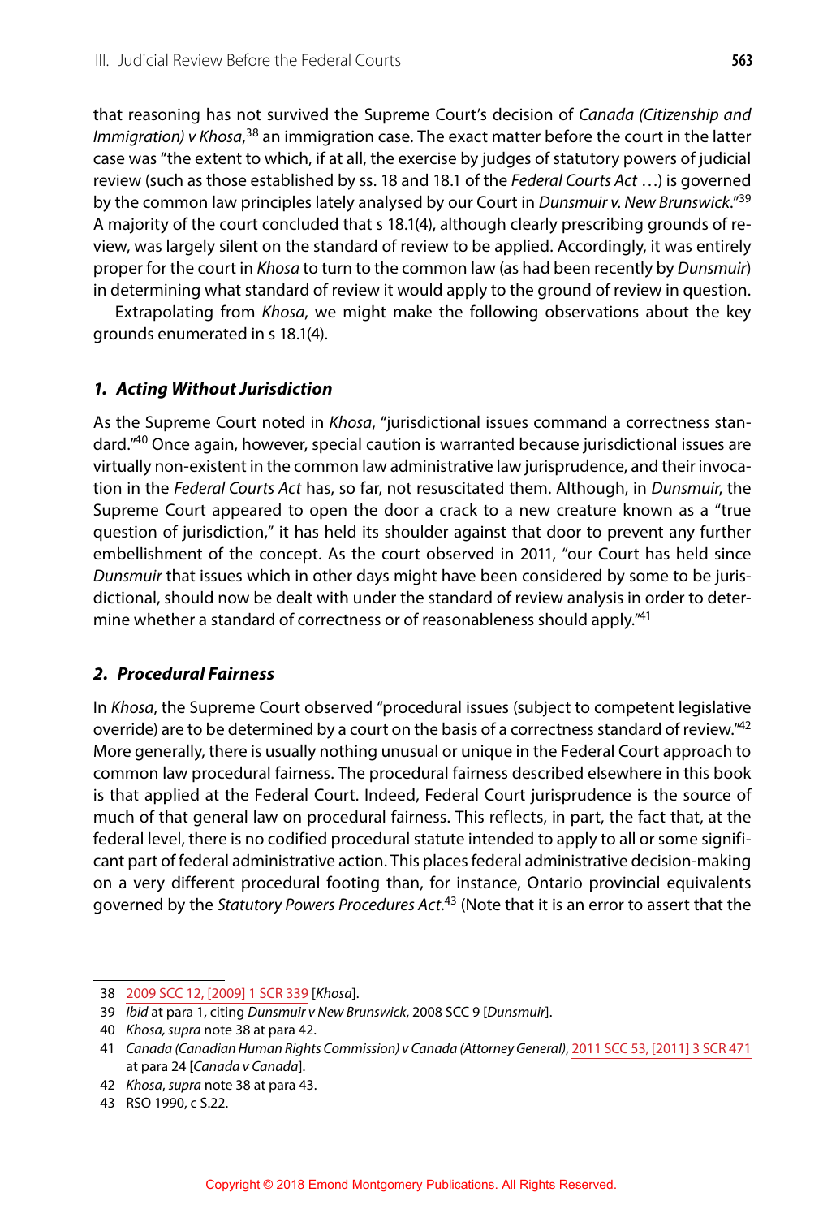that reasoning has not survived the Supreme Court's decision of *Canada (Citizenship and Immigration) v Khosa*,[38] an immigration case. The exact matter before the court in the latter case was "the extent to which, if at all, the exercise by judges of statutory powers of judicial review (such as those established by ss. 18 and 18.1 of the *Federal Courts Act* …) is governed by the common law principles lately analysed by our Court in *Dunsmuir v. New Brunswick*."[39] A majority of the court concluded that s 18.1(4), although clearly prescribing grounds of review, was largely silent on the standard of review to be applied. Accordingly, it was entirely proper for the court in *Khosa* to turn to the common law (as had been recently by *Dunsmuir*) in determining what standard of review it would apply to the ground of review in question.

Extrapolating from *Khosa*, we might make the following observations about the key grounds enumerated in s 18.1(4).

### *1. Acting Without Jurisdiction*

As the Supreme Court noted in *Khosa*, "jurisdictional issues command a correctness standard."[40] Once again, however, special caution is warranted because jurisdictional issues are virtually non-existent in the common law administrative law jurisprudence, and their invocation in the *Federal Courts Act* has, so far, not resuscitated them. Although, in *Dunsmuir*, the Supreme Court appeared to open the door a crack to a new creature known as a "true question of jurisdiction," it has held its shoulder against that door to prevent any further embellishment of the concept. As the court observed in 2011, "our Court has held since *Dunsmuir* that issues which in other days might have been considered by some to be jurisdictional, should now be dealt with under the standard of review analysis in order to determine whether a standard of correctness or of reasonableness should apply."[41]

### *2. Procedural Fairness*

In *Khosa*, the Supreme Court observed "procedural issues (subject to competent legislative override) are to be determined by a court on the basis of a correctness standard of review."[42] More generally, there is usually nothing unusual or unique in the Federal Court approach to common law procedural fairness. The procedural fairness described elsewhere in this book is that applied at the Federal Court. Indeed, Federal Court jurisprudence is the source of much of that general law on procedural fairness. This reflects, in part, the fact that, at the federal level, there is no codified procedural statute intended to apply to all or some significant part of federal administrative action. This places federal administrative decision-making on a very different procedural footing than, for instance, Ontario provincial equivalents governed by the *Statutory Powers Procedures Act*.[43] (Note that it is an error to assert that the

---

38 2009 SCC 12, [2009] 1 SCR 339 [*Khosa*].

39 *Ibid* at para 1, citing *Dunsmuir v New Brunswick*, 2008 SCC 9 [*Dunsmuir*].

40 *Khosa*, *supra* note 38 at para 42.

41 *Canada (Canadian Human Rights Commission) v Canada (Attorney General)*, 2011 SCC 53, [2011] 3 SCR 471 at para 24 [*Canada v Canada*].

42 *Khosa*, *supra* note 38 at para 43.

43 RSO 1990, c S.22.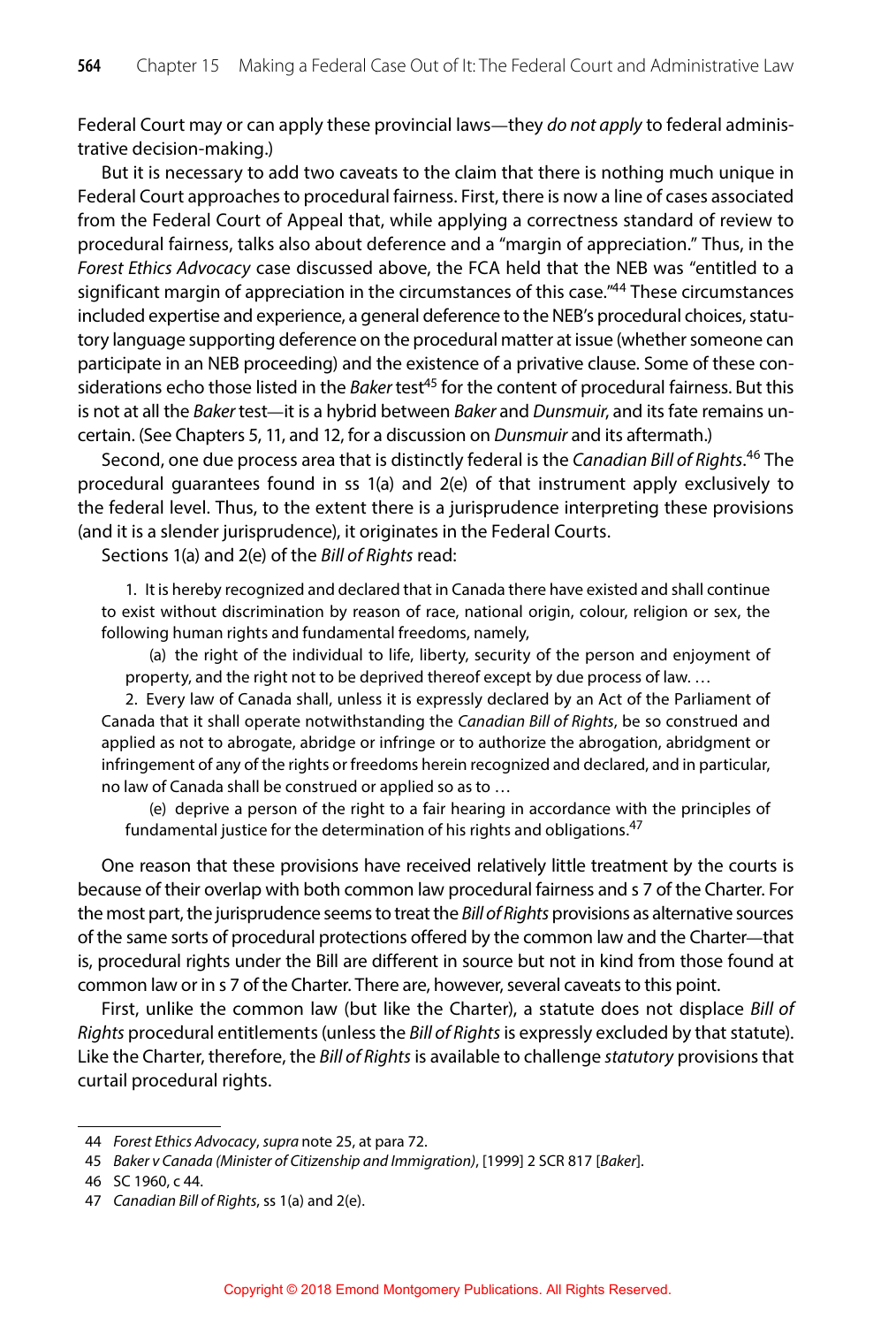Federal Court may or can apply these provincial laws—they *do not apply* to federal administrative decision-making.)

But it is necessary to add two caveats to the claim that there is nothing much unique in Federal Court approaches to procedural fairness. First, there is now a line of cases associated from the Federal Court of Appeal that, while applying a correctness standard of review to procedural fairness, talks also about deference and a "margin of appreciation." Thus, in the *Forest Ethics Advocacy* case discussed above, the FCA held that the NEB was "entitled to a significant margin of appreciation in the circumstances of this case."[44] These circumstances included expertise and experience, a general deference to the NEB's procedural choices, statutory language supporting deference on the procedural matter at issue (whether someone can participate in an NEB proceeding) and the existence of a privative clause. Some of these considerations echo those listed in the *Baker* test[45] for the content of procedural fairness. But this is not at all the *Baker* test—it is a hybrid between *Baker* and *Dunsmuir*, and its fate remains uncertain. (See Chapters 5, 11, and 12, for a discussion on *Dunsmuir* and its aftermath.)

Second, one due process area that is distinctly federal is the *Canadian Bill of Rights*.[46] The procedural guarantees found in ss 1(a) and 2(e) of that instrument apply exclusively to the federal level. Thus, to the extent there is a jurisprudence interpreting these provisions (and it is a slender jurisprudence), it originates in the Federal Courts.

Sections 1(a) and 2(e) of the *Bill of Rights* read:

> 1. It is hereby recognized and declared that in Canada there have existed and shall continue to exist without discrimination by reason of race, national origin, colour, religion or sex, the following human rights and fundamental freedoms, namely,
>
> (a) the right of the individual to life, liberty, security of the person and enjoyment of property, and the right not to be deprived thereof except by due process of law. …
>
> 2. Every law of Canada shall, unless it is expressly declared by an Act of the Parliament of Canada that it shall operate notwithstanding the *Canadian Bill of Rights*, be so construed and applied as not to abrogate, abridge or infringe or to authorize the abrogation, abridgment or infringement of any of the rights or freedoms herein recognized and declared, and in particular, no law of Canada shall be construed or applied so as to …
>
> (e) deprive a person of the right to a fair hearing in accordance with the principles of fundamental justice for the determination of his rights and obligations.[47]

One reason that these provisions have received relatively little treatment by the courts is because of their overlap with both common law procedural fairness and s 7 of the Charter. For the most part, the jurisprudence seems to treat the *Bill of Rights* provisions as alternative sources of the same sorts of procedural protections offered by the common law and the Charter—that is, procedural rights under the Bill are different in source but not in kind from those found at common law or in s 7 of the Charter. There are, however, several caveats to this point.

First, unlike the common law (but like the Charter), a statute does not displace *Bill of Rights* procedural entitlements (unless the *Bill of Rights* is expressly excluded by that statute). Like the Charter, therefore, the *Bill of Rights* is available to challenge *statutory* provisions that curtail procedural rights.

---

44 *Forest Ethics Advocacy*, *supra* note 25, at para 72.

45 *Baker v Canada (Minister of Citizenship and Immigration)*, [1999] 2 SCR 817 [*Baker*].

46 SC 1960, c 44.

47 *Canadian Bill of Rights*, ss 1(a) and 2(e).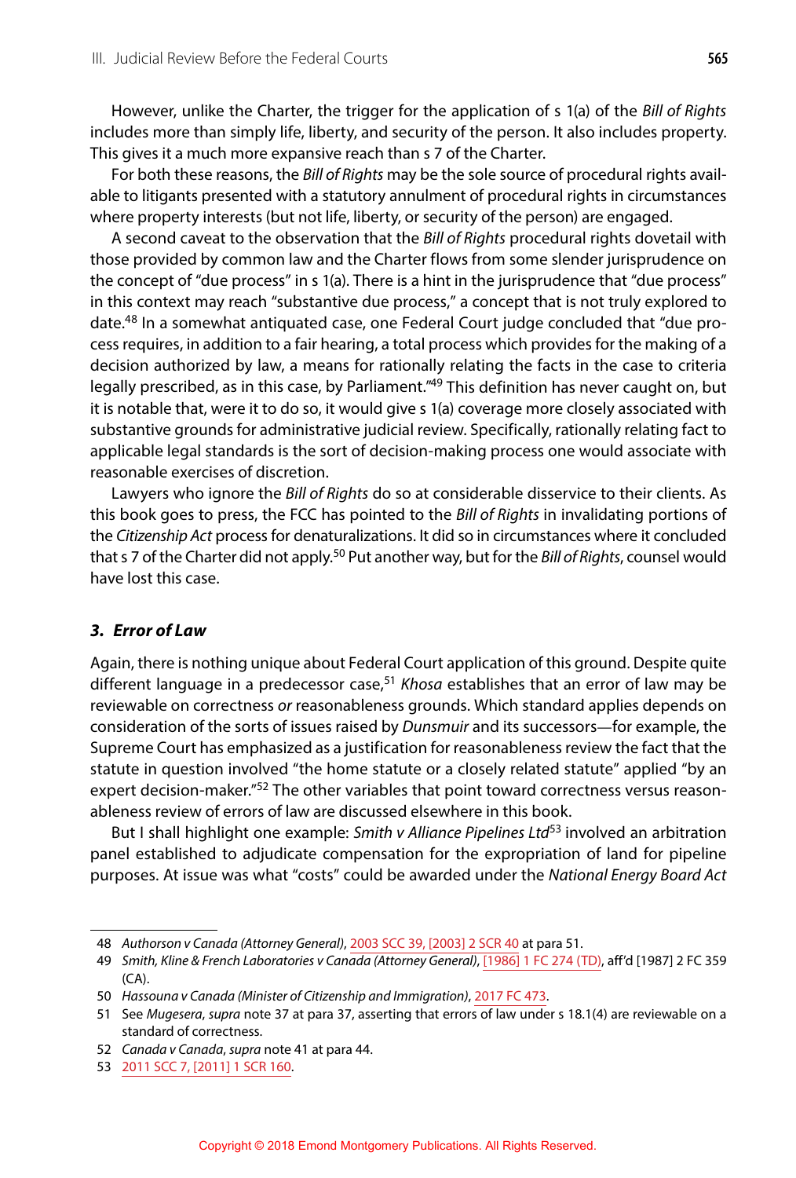However, unlike the Charter, the trigger for the application of s 1(a) of the *Bill of Rights* includes more than simply life, liberty, and security of the person. It also includes property. This gives it a much more expansive reach than s 7 of the Charter.

For both these reasons, the *Bill of Rights* may be the sole source of procedural rights available to litigants presented with a statutory annulment of procedural rights in circumstances where property interests (but not life, liberty, or security of the person) are engaged.

A second caveat to the observation that the *Bill of Rights* procedural rights dovetail with those provided by common law and the Charter flows from some slender jurisprudence on the concept of "due process" in s 1(a). There is a hint in the jurisprudence that "due process" in this context may reach "substantive due process," a concept that is not truly explored to date.[48] In a somewhat antiquated case, one Federal Court judge concluded that "due process requires, in addition to a fair hearing, a total process which provides for the making of a decision authorized by law, a means for rationally relating the facts in the case to criteria legally prescribed, as in this case, by Parliament."[49] This definition has never caught on, but it is notable that, were it to do so, it would give s 1(a) coverage more closely associated with substantive grounds for administrative judicial review. Specifically, rationally relating fact to applicable legal standards is the sort of decision-making process one would associate with reasonable exercises of discretion.

Lawyers who ignore the *Bill of Rights* do so at considerable disservice to their clients. As this book goes to press, the FCC has pointed to the *Bill of Rights* in invalidating portions of the *Citizenship Act* process for denaturalizations. It did so in circumstances where it concluded that s 7 of the Charter did not apply.[50] Put another way, but for the *Bill of Rights*, counsel would have lost this case.

### *3. Error of Law*

Again, there is nothing unique about Federal Court application of this ground. Despite quite different language in a predecessor case,[51] *Khosa* establishes that an error of law may be reviewable on correctness *or* reasonableness grounds. Which standard applies depends on consideration of the sorts of issues raised by *Dunsmuir* and its successors—for example, the Supreme Court has emphasized as a justification for reasonableness review the fact that the statute in question involved "the home statute or a closely related statute" applied "by an expert decision-maker."[52] The other variables that point toward correctness versus reasonableness review of errors of law are discussed elsewhere in this book.

But I shall highlight one example: *Smith v Alliance Pipelines Ltd*[53] involved an arbitration panel established to adjudicate compensation for the expropriation of land for pipeline purposes. At issue was what "costs" could be awarded under the *National Energy Board Act*

---

48 *Authorson v Canada (Attorney General)*, 2003 SCC 39, [2003] 2 SCR 40 at para 51.

49 *Smith, Kline & French Laboratories v Canada (Attorney General)*, [1986] 1 FC 274 (TD), aff'd [1987] 2 FC 359 (CA).

50 *Hassouna v Canada (Minister of Citizenship and Immigration)*, 2017 FC 473.

51 See *Mugesera*, *supra* note 37 at para 37, asserting that errors of law under s 18.1(4) are reviewable on a standard of correctness.

52 *Canada v Canada*, *supra* note 41 at para 44.

53 2011 SCC 7, [2011] 1 SCR 160.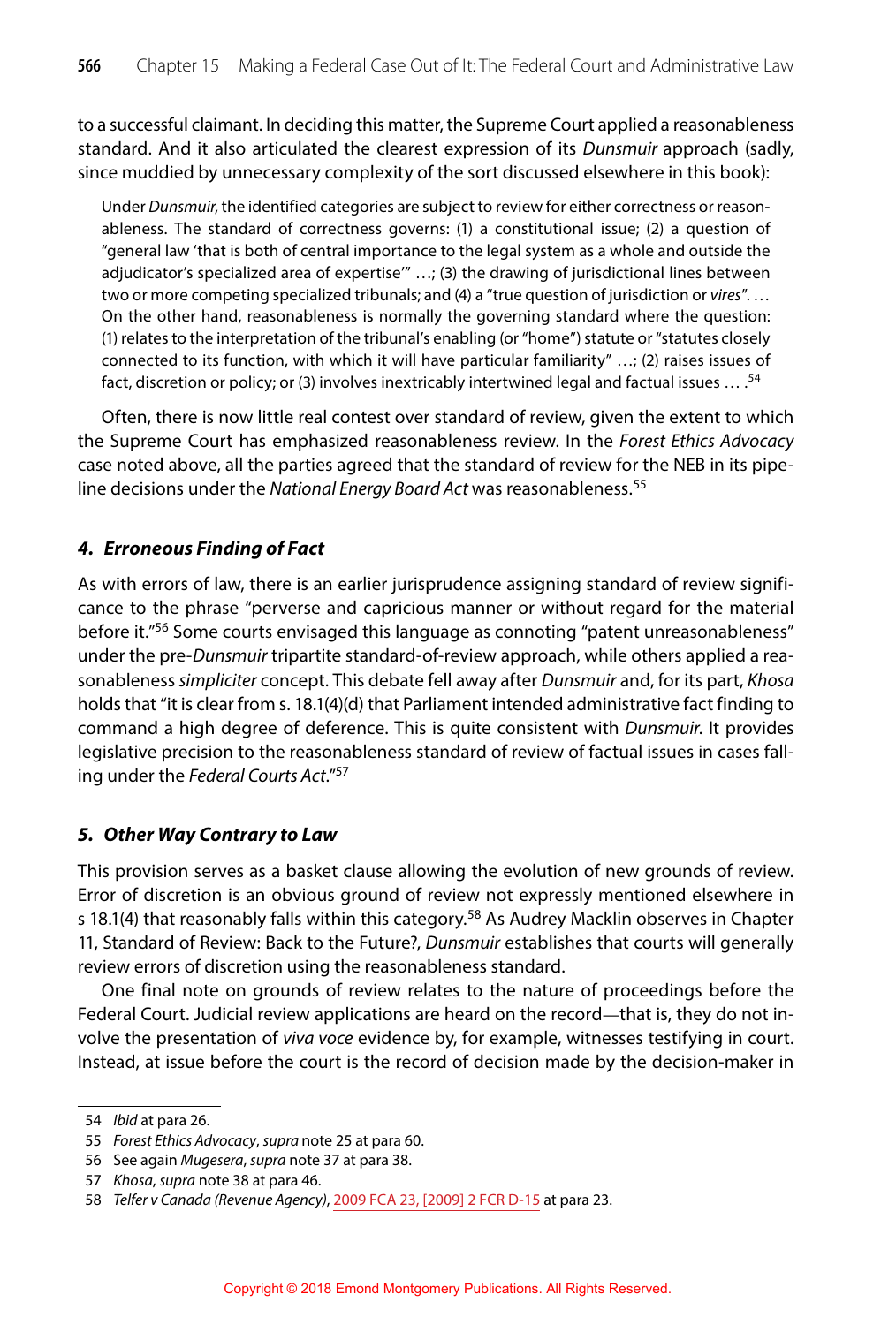to a successful claimant. In deciding this matter, the Supreme Court applied a reasonableness standard. And it also articulated the clearest expression of its *Dunsmuir* approach (sadly, since muddied by unnecessary complexity of the sort discussed elsewhere in this book):

> Under *Dunsmuir*, the identified categories are subject to review for either correctness or reasonableness. The standard of correctness governs: (1) a constitutional issue; (2) a question of "general law 'that is both of central importance to the legal system as a whole and outside the adjudicator's specialized area of expertise'" …; (3) the drawing of jurisdictional lines between two or more competing specialized tribunals; and (4) a "true question of jurisdiction or *vires*". … On the other hand, reasonableness is normally the governing standard where the question: (1) relates to the interpretation of the tribunal's enabling (or "home") statute or "statutes closely connected to its function, with which it will have particular familiarity" …; (2) raises issues of fact, discretion or policy; or (3) involves inextricably intertwined legal and factual issues … .[54]

Often, there is now little real contest over standard of review, given the extent to which the Supreme Court has emphasized reasonableness review. In the *Forest Ethics Advocacy* case noted above, all the parties agreed that the standard of review for the NEB in its pipeline decisions under the *National Energy Board Act* was reasonableness.[55]

#### *4. Erroneous Finding of Fact*

As with errors of law, there is an earlier jurisprudence assigning standard of review significance to the phrase "perverse and capricious manner or without regard for the material before it."[56] Some courts envisaged this language as connoting "patent unreasonableness" under the pre-*Dunsmuir* tripartite standard-of-review approach, while others applied a reasonableness *simpliciter* concept. This debate fell away after *Dunsmuir* and, for its part, *Khosa* holds that "it is clear from s. 18.1(4)(d) that Parliament intended administrative fact finding to command a high degree of deference. This is quite consistent with *Dunsmuir*. It provides legislative precision to the reasonableness standard of review of factual issues in cases falling under the *Federal Courts Act*."[57]

#### *5. Other Way Contrary to Law*

This provision serves as a basket clause allowing the evolution of new grounds of review. Error of discretion is an obvious ground of review not expressly mentioned elsewhere in s 18.1(4) that reasonably falls within this category.[58] As Audrey Macklin observes in Chapter 11, Standard of Review: Back to the Future?, *Dunsmuir* establishes that courts will generally review errors of discretion using the reasonableness standard.

One final note on grounds of review relates to the nature of proceedings before the Federal Court. Judicial review applications are heard on the record—that is, they do not involve the presentation of *viva voce* evidence by, for example, witnesses testifying in court. Instead, at issue before the court is the record of decision made by the decision-maker in

---

54 *Ibid* at para 26.

55 *Forest Ethics Advocacy*, *supra* note 25 at para 60.

56 See again *Mugesera*, *supra* note 37 at para 38.

57 *Khosa*, *supra* note 38 at para 46.

58 *Telfer v Canada (Revenue Agency)*, 2009 FCA 23, [2009] 2 FCR D-15 at para 23.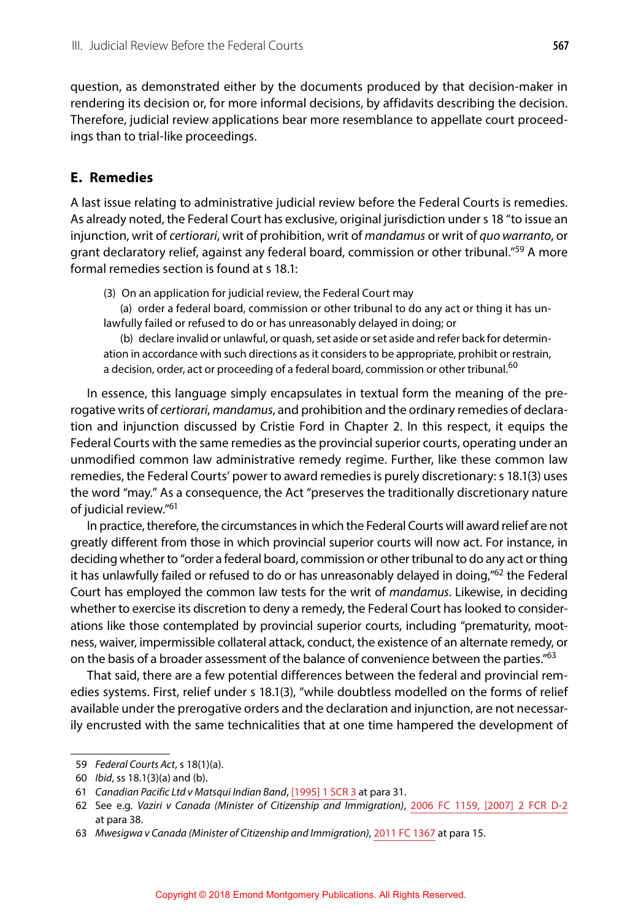question, as demonstrated either by the documents produced by that decision-maker in rendering its decision or, for more informal decisions, by affidavits describing the decision. Therefore, judicial review applications bear more resemblance to appellate court proceedings than to trial-like proceedings.

## E. Remedies

A last issue relating to administrative judicial review before the Federal Courts is remedies. As already noted, the Federal Court has exclusive, original jurisdiction under s 18 "to issue an injunction, writ of *certiorari*, writ of prohibition, writ of *mandamus* or writ of *quo warranto*, or grant declaratory relief, against any federal board, commission or other tribunal."[59] A more formal remedies section is found at s 18.1:

> (3) On an application for judicial review, the Federal Court may
>
> (a) order a federal board, commission or other tribunal to do any act or thing it has unlawfully failed or refused to do or has unreasonably delayed in doing; or
>
> (b) declare invalid or unlawful, or quash, set aside or set aside and refer back for determination in accordance with such directions as it considers to be appropriate, prohibit or restrain, a decision, order, act or proceeding of a federal board, commission or other tribunal.[60]

In essence, this language simply encapsulates in textual form the meaning of the prerogative writs of *certiorari*, *mandamus*, and prohibition and the ordinary remedies of declaration and injunction discussed by Cristie Ford in Chapter 2. In this respect, it equips the Federal Courts with the same remedies as the provincial superior courts, operating under an unmodified common law administrative remedy regime. Further, like these common law remedies, the Federal Courts' power to award remedies is purely discretionary: s 18.1(3) uses the word "may." As a consequence, the Act "preserves the traditionally discretionary nature of judicial review."[61]

In practice, therefore, the circumstances in which the Federal Courts will award relief are not greatly different from those in which provincial superior courts will now act. For instance, in deciding whether to "order a federal board, commission or other tribunal to do any act or thing it has unlawfully failed or refused to do or has unreasonably delayed in doing,"[62] the Federal Court has employed the common law tests for the writ of *mandamus*. Likewise, in deciding whether to exercise its discretion to deny a remedy, the Federal Court has looked to considerations like those contemplated by provincial superior courts, including "prematurity, mootness, waiver, impermissible collateral attack, conduct, the existence of an alternate remedy, or on the basis of a broader assessment of the balance of convenience between the parties."[63]

That said, there are a few potential differences between the federal and provincial remedies systems. First, relief under s 18.1(3), "while doubtless modelled on the forms of relief available under the prerogative orders and the declaration and injunction, are not necessarily encrusted with the same technicalities that at one time hampered the development of

---

59 *Federal Courts Act*, s 18(1)(a).

60 *Ibid*, ss 18.1(3)(a) and (b).

61 *Canadian Pacific Ltd v Matsqui Indian Band*, [1995] 1 SCR 3 at para 31.

62 See e.g. *Vaziri v Canada (Minister of Citizenship and Immigration)*, 2006 FC 1159, [2007] 2 FCR D-2 at para 38.

63 *Mwesigwa v Canada (Minister of Citizenship and Immigration)*, 2011 FC 1367 at para 15.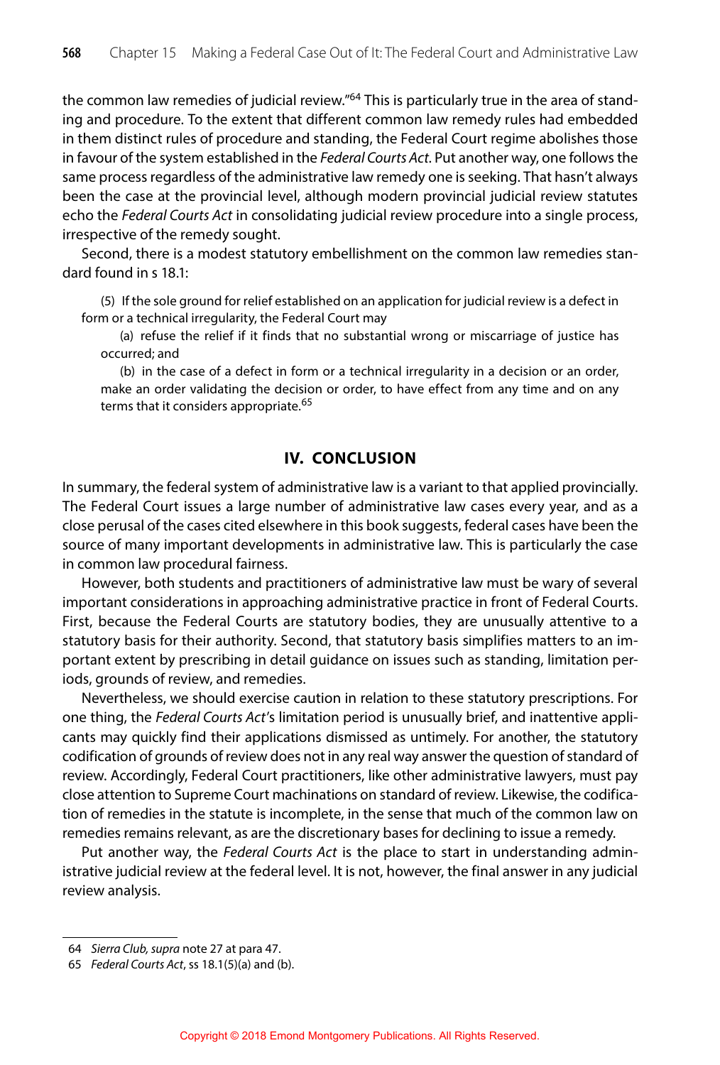the common law remedies of judicial review."[64] This is particularly true in the area of standing and procedure. To the extent that different common law remedy rules had embedded in them distinct rules of procedure and standing, the Federal Court regime abolishes those in favour of the system established in the *Federal Courts Act*. Put another way, one follows the same process regardless of the administrative law remedy one is seeking. That hasn't always been the case at the provincial level, although modern provincial judicial review statutes echo the *Federal Courts Act* in consolidating judicial review procedure into a single process, irrespective of the remedy sought.

Second, there is a modest statutory embellishment on the common law remedies standard found in s 18.1:

> (5) If the sole ground for relief established on an application for judicial review is a defect in form or a technical irregularity, the Federal Court may
>
> (a) refuse the relief if it finds that no substantial wrong or miscarriage of justice has occurred; and
>
> (b) in the case of a defect in form or a technical irregularity in a decision or an order, make an order validating the decision or order, to have effect from any time and on any terms that it considers appropriate.[65]

## IV. CONCLUSION

In summary, the federal system of administrative law is a variant to that applied provincially. The Federal Court issues a large number of administrative law cases every year, and as a close perusal of the cases cited elsewhere in this book suggests, federal cases have been the source of many important developments in administrative law. This is particularly the case in common law procedural fairness.

However, both students and practitioners of administrative law must be wary of several important considerations in approaching administrative practice in front of Federal Courts. First, because the Federal Courts are statutory bodies, they are unusually attentive to a statutory basis for their authority. Second, that statutory basis simplifies matters to an important extent by prescribing in detail guidance on issues such as standing, limitation periods, grounds of review, and remedies.

Nevertheless, we should exercise caution in relation to these statutory prescriptions. For one thing, the *Federal Courts Act*'s limitation period is unusually brief, and inattentive applicants may quickly find their applications dismissed as untimely. For another, the statutory codification of grounds of review does not in any real way answer the question of standard of review. Accordingly, Federal Court practitioners, like other administrative lawyers, must pay close attention to Supreme Court machinations on standard of review. Likewise, the codification of remedies in the statute is incomplete, in the sense that much of the common law on remedies remains relevant, as are the discretionary bases for declining to issue a remedy.

Put another way, the *Federal Courts Act* is the place to start in understanding administrative judicial review at the federal level. It is not, however, the final answer in any judicial review analysis.

---

64 *Sierra Club, supra* note 27 at para 47.

65 *Federal Courts Act*, ss 18.1(5)(a) and (b).